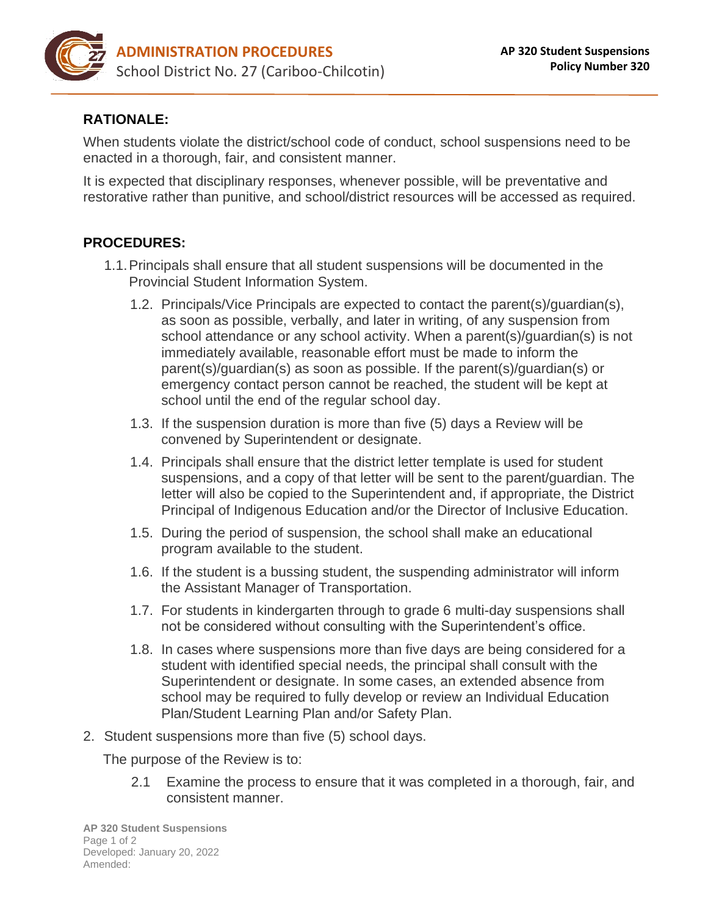# ADMINISTRATION PROCEDURES

School District No. 27 (Cariboo-Chilcotin)

**AP 320 Student Suspensions**
**Policy Number 320**

## RATIONALE:

When students violate the district/school code of conduct, school suspensions need to be enacted in a thorough, fair, and consistent manner.

It is expected that disciplinary responses, whenever possible, will be preventative and restorative rather than punitive, and school/district resources will be accessed as required.

## PROCEDURES:

1.1. Principals shall ensure that all student suspensions will be documented in the Provincial Student Information System.

1.2. Principals/Vice Principals are expected to contact the parent(s)/guardian(s), as soon as possible, verbally, and later in writing, of any suspension from school attendance or any school activity. When a parent(s)/guardian(s) is not immediately available, reasonable effort must be made to inform the parent(s)/guardian(s) as soon as possible. If the parent(s)/guardian(s) or emergency contact person cannot be reached, the student will be kept at school until the end of the regular school day.

1.3. If the suspension duration is more than five (5) days a Review will be convened by Superintendent or designate.

1.4. Principals shall ensure that the district letter template is used for student suspensions, and a copy of that letter will be sent to the parent/guardian. The letter will also be copied to the Superintendent and, if appropriate, the District Principal of Indigenous Education and/or the Director of Inclusive Education.

1.5. During the period of suspension, the school shall make an educational program available to the student.

1.6. If the student is a bussing student, the suspending administrator will inform the Assistant Manager of Transportation.

1.7. For students in kindergarten through to grade 6 multi-day suspensions shall not be considered without consulting with the Superintendent's office.

1.8. In cases where suspensions more than five days are being considered for a student with identified special needs, the principal shall consult with the Superintendent or designate. In some cases, an extended absence from school may be required to fully develop or review an Individual Education Plan/Student Learning Plan and/or Safety Plan.

2. Student suspensions more than five (5) school days.

The purpose of the Review is to:

2.1 Examine the process to ensure that it was completed in a thorough, fair, and consistent manner.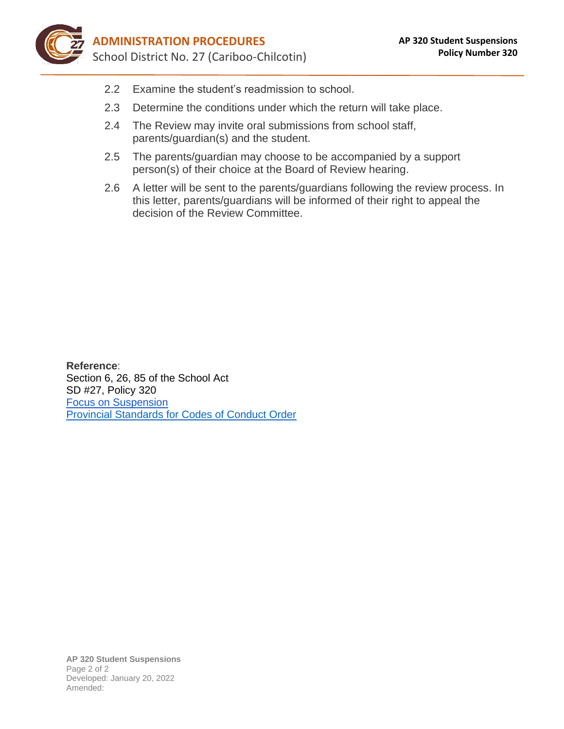2.2 Examine the student's readmission to school.

2.3 Determine the conditions under which the return will take place.

2.4 The Review may invite oral submissions from school staff, parents/guardian(s) and the student.

2.5 The parents/guardian may choose to be accompanied by a support person(s) of their choice at the Board of Review hearing.

2.6 A letter will be sent to the parents/guardians following the review process. In this letter, parents/guardians will be informed of their right to appeal the decision of the Review Committee.

**Reference**:
Section 6, 26, 85 of the School Act
SD #27, Policy 320
Focus on Suspension
Provincial Standards for Codes of Conduct Order

**AP 320 Student Suspensions**
Developed: January 20, 2022
Amended: